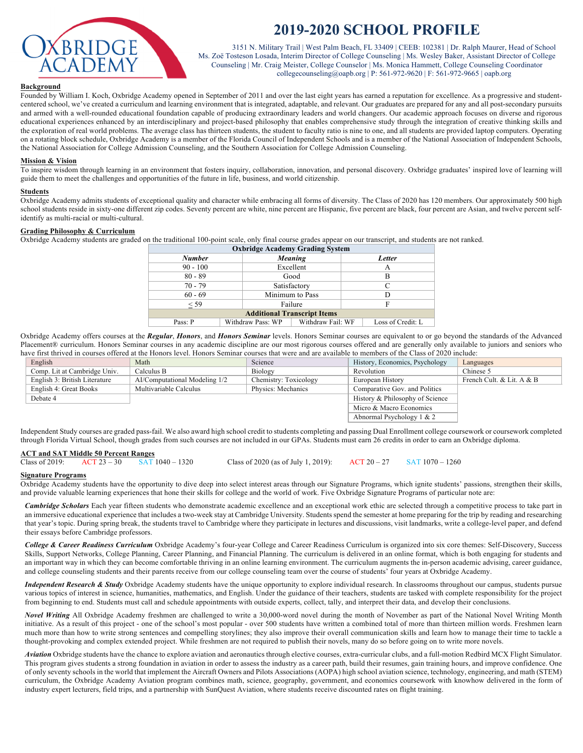# 2019-2020 SCHOOL PROFILE

3151 N. Military Trail | West Palm Beach, FL 33409 | CEEB: 102381 | Dr. Ralph Maurer, Head of School
Ms. Zoë Tosteson Losada, Interim Director of College Counseling | Ms. Wesley Baker, Assistant Director of College Counseling | Mr. Craig Meister, College Counselor | Ms. Monica Hammett, College Counseling Coordinator
collegecounseling@oapb.org | P: 561-972-9620 | F: 561-972-9665 | oapb.org

## Background

Founded by William I. Koch, Oxbridge Academy opened in September of 2011 and over the last eight years has earned a reputation for excellence. As a progressive and student-centered school, we've created a curriculum and learning environment that is integrated, adaptable, and relevant. Our graduates are prepared for any and all post-secondary pursuits and armed with a well-rounded educational foundation capable of producing extraordinary leaders and world changers. Our academic approach focuses on diverse and rigorous educational experiences enhanced by an interdisciplinary and project-based philosophy that enables comprehensive study through the integration of creative thinking skills and the exploration of real world problems. The average class has thirteen students, the student to faculty ratio is nine to one, and all students are provided laptop computers. Operating on a rotating block schedule, Oxbridge Academy is a member of the Florida Council of Independent Schools and is a member of the National Association of Independent Schools, the National Association for College Admission Counseling, and the Southern Association for College Admission Counseling.

## Mission & Vision

To inspire wisdom through learning in an environment that fosters inquiry, collaboration, innovation, and personal discovery. Oxbridge graduates' inspired love of learning will guide them to meet the challenges and opportunities of the future in life, business, and world citizenship.

## Students

Oxbridge Academy admits students of exceptional quality and character while embracing all forms of diversity. The Class of 2020 has 120 members. Our approximately 500 high school students reside in sixty-one different zip codes. Seventy percent are white, nine percent are Hispanic, five percent are black, four percent are Asian, and twelve percent self-identify as multi-racial or multi-cultural.

## Grading Philosophy & Curriculum

Oxbridge Academy students are graded on the traditional 100-point scale, only final course grades appear on our transcript, and students are not ranked.

| Oxbridge Academy Grading System | | |
|---|---|---|
| ***Number*** | ***Meaning*** | ***Letter*** |
| 90 - 100 | Excellent | A |
| 80 - 89 | Good | B |
| 70 - 79 | Satisfactory | C |
| 60 - 69 | Minimum to Pass | D |
| ≤ 59 | Failure | F |

| **Additional Transcript Items** | | | |
|---|---|---|---|
| Pass: P | Withdraw Pass: WP | Withdraw Fail: WF | Loss of Credit: L |

Oxbridge Academy offers courses at the ***Regular***, ***Honors***, and ***Honors Seminar*** levels. Honors Seminar courses are equivalent to or go beyond the standards of the Advanced Placement® curriculum. Honors Seminar courses in any academic discipline are our most rigorous courses offered and are generally only available to juniors and seniors who have first thrived in courses offered at the Honors level. Honors Seminar courses that were and are available to members of the Class of 2020 include:

| English | Math | Science | History, Economics, Psychology | Languages |
|---|---|---|---|---|
| Comp. Lit at Cambridge Univ. | Calculus B | Biology | Revolution | Chinese 5 |
| English 3: British Literature | AI/Computational Modeling 1/2 | Chemistry: Toxicology | European History | French Cult. & Lit. A & B |
| English 4: Great Books | Multivariable Calculus | Physics: Mechanics | Comparative Gov. and Politics | |
| Debate 4 | | | History & Philosophy of Science | |
| | | | Micro & Macro Economics | |
| | | | Abnormal Psychology 1 & 2 | |

Independent Study courses are graded pass-fail. We also award high school credit to students completing and passing Dual Enrollment college coursework or coursework completed through Florida Virtual School, though grades from such courses are not included in our GPAs. Students must earn 26 credits in order to earn an Oxbridge diploma.

## ACT and SAT Middle 50 Percent Ranges

Class of 2019: ACT 23 – 30 SAT 1040 – 1320

Class of 2020 (as of July 1, 2019): ACT 20 – 27 SAT 1070 – 1260

## Signature Programs

Oxbridge Academy students have the opportunity to dive deep into select interest areas through our Signature Programs, which ignite students' passions, strengthen their skills, and provide valuable learning experiences that hone their skills for college and the world of work. Five Oxbridge Signature Programs of particular note are:

***Cambridge Scholars*** Each year fifteen students who demonstrate academic excellence and an exceptional work ethic are selected through a competitive process to take part in an immersive educational experience that includes a two-week stay at Cambridge University. Students spend the semester at home preparing for the trip by reading and researching that year's topic. During spring break, the students travel to Cambridge where they participate in lectures and discussions, visit landmarks, write a college-level paper, and defend their essays before Cambridge professors.

***College & Career Readiness Curriculum*** Oxbridge Academy's four-year College and Career Readiness Curriculum is organized into six core themes: Self-Discovery, Success Skills, Support Networks, College Planning, Career Planning, and Financial Planning. The curriculum is delivered in an online format, which is both engaging for students and an important way in which they can become comfortable thriving in an online learning environment. The curriculum augments the in-person academic advising, career guidance, and college counseling students and their parents receive from our college counseling team over the course of students' four years at Oxbridge Academy.

***Independent Research & Study*** Oxbridge Academy students have the unique opportunity to explore individual research. In classrooms throughout our campus, students pursue various topics of interest in science, humanities, mathematics, and English. Under the guidance of their teachers, students are tasked with complete responsibility for the project from beginning to end. Students must call and schedule appointments with outside experts, collect, tally, and interpret their data, and develop their conclusions.

***Novel Writing*** All Oxbridge Academy freshmen are challenged to write a 30,000-word novel during the month of November as part of the National Novel Writing Month initiative. As a result of this project - one of the school's most popular - over 500 students have written a combined total of more than thirteen million words. Freshmen learn much more than how to write strong sentences and compelling storylines; they also improve their overall communication skills and learn how to manage their time to tackle a thought-provoking and complex extended project. While freshmen are not required to publish their novels, many do so before going on to write more novels.

***Aviation*** Oxbridge students have the chance to explore aviation and aeronautics through elective courses, extra-curricular clubs, and a full-motion Redbird MCX Flight Simulator. This program gives students a strong foundation in aviation in order to assess the industry as a career path, build their resumes, gain training hours, and improve confidence. One of only seventy schools in the world that implement the Aircraft Owners and Pilots Associations (AOPA) high school aviation science, technology, engineering, and math (STEM) curriculum, the Oxbridge Academy Aviation program combines math, science, geography, government, and economics coursework with knowhow delivered in the form of industry expert lecturers, field trips, and a partnership with SunQuest Aviation, where students receive discounted rates on flight training.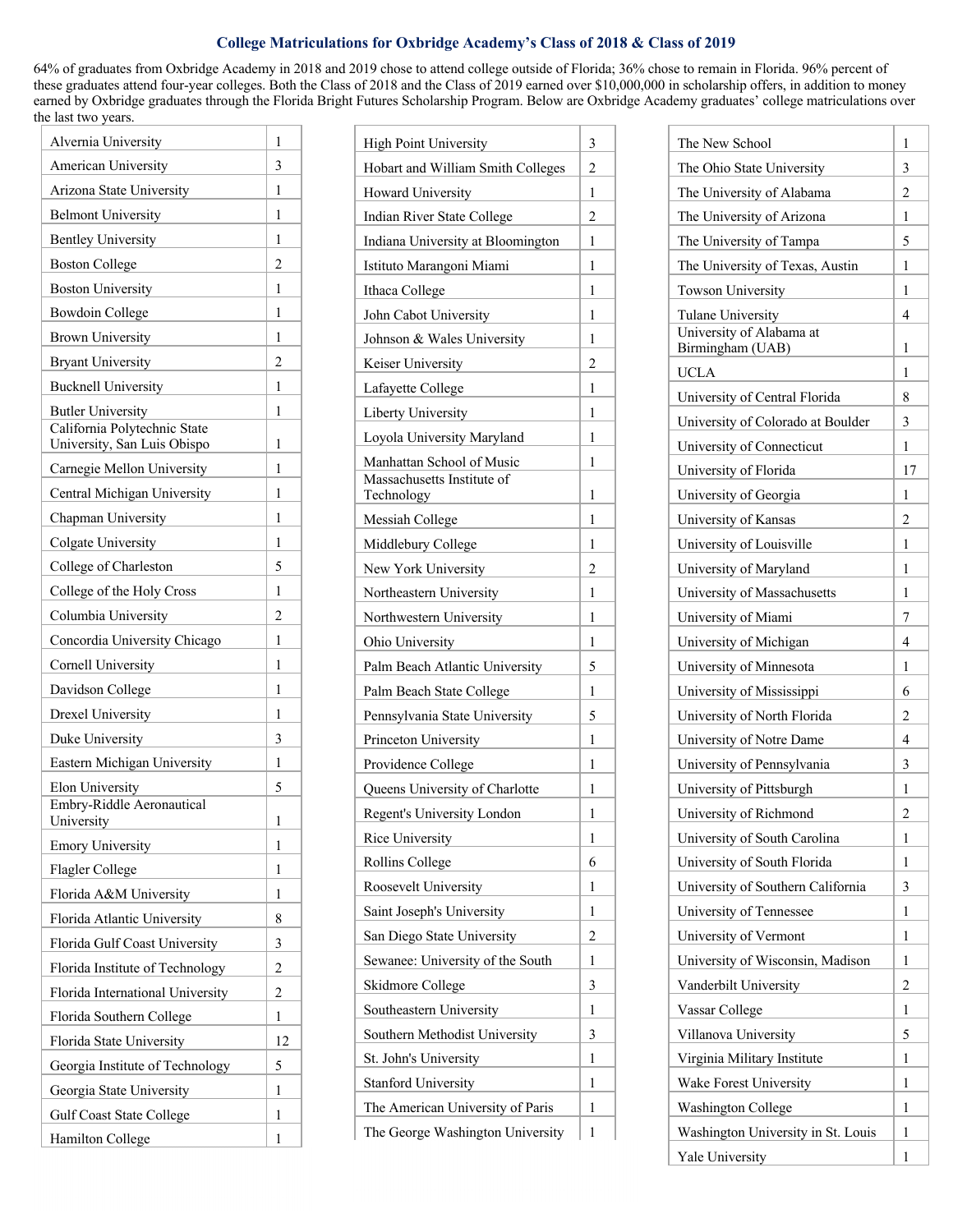## College Matriculations for Oxbridge Academy's Class of 2018 & Class of 2019

64% of graduates from Oxbridge Academy in 2018 and 2019 chose to attend college outside of Florida; 36% chose to remain in Florida. 96% percent of these graduates attend four-year colleges. Both the Class of 2018 and the Class of 2019 earned over $10,000,000 in scholarship offers, in addition to money earned by Oxbridge graduates through the Florida Bright Futures Scholarship Program. Below are Oxbridge Academy graduates' college matriculations over the last two years.

| | |
|---|---|
| Alvernia University | 1 |
| American University | 3 |
| Arizona State University | 1 |
| Belmont University | 1 |
| Bentley University | 1 |
| Boston College | 2 |
| Boston University | 1 |
| Bowdoin College | 1 |
| Brown University | 1 |
| Bryant University | 2 |
| Bucknell University | 1 |
| Butler University | 1 |
| California Polytechnic State University, San Luis Obispo | 1 |
| Carnegie Mellon University | 1 |
| Central Michigan University | 1 |
| Chapman University | 1 |
| Colgate University | 1 |
| College of Charleston | 5 |
| College of the Holy Cross | 1 |
| Columbia University | 2 |
| Concordia University Chicago | 1 |
| Cornell University | 1 |
| Davidson College | 1 |
| Drexel University | 1 |
| Duke University | 3 |
| Eastern Michigan University | 1 |
| Elon University | 5 |
| Embry-Riddle Aeronautical University | 1 |
| Emory University | 1 |
| Flagler College | 1 |
| Florida A&M University | 1 |
| Florida Atlantic University | 8 |
| Florida Gulf Coast University | 3 |
| Florida Institute of Technology | 2 |
| Florida International University | 2 |
| Florida Southern College | 1 |
| Florida State University | 12 |
| Georgia Institute of Technology | 5 |
| Georgia State University | 1 |
| Gulf Coast State College | 1 |
| Hamilton College | 1 |
| High Point University | 3 |
| Hobart and William Smith Colleges | 2 |
| Howard University | 1 |
| Indian River State College | 2 |
| Indiana University at Bloomington | 1 |
| Istituto Marangoni Miami | 1 |
| Ithaca College | 1 |
| John Cabot University | 1 |
| Johnson & Wales University | 1 |
| Keiser University | 2 |
| Lafayette College | 1 |
| Liberty University | 1 |
| Loyola University Maryland | 1 |
| Manhattan School of Music | 1 |
| Massachusetts Institute of Technology | 1 |
| Messiah College | 1 |
| Middlebury College | 1 |
| New York University | 2 |
| Northeastern University | 1 |
| Northwestern University | 1 |
| Ohio University | 1 |
| Palm Beach Atlantic University | 5 |
| Palm Beach State College | 1 |
| Pennsylvania State University | 5 |
| Princeton University | 1 |
| Providence College | 1 |
| Queens University of Charlotte | 1 |
| Regent's University London | 1 |
| Rice University | 1 |
| Rollins College | 6 |
| Roosevelt University | 1 |
| Saint Joseph's University | 1 |
| San Diego State University | 2 |
| Sewanee: University of the South | 1 |
| Skidmore College | 3 |
| Southeastern University | 1 |
| Southern Methodist University | 3 |
| St. John's University | 1 |
| Stanford University | 1 |
| The American University of Paris | 1 |
| The George Washington University | 1 |
| The New School | 1 |
| The Ohio State University | 3 |
| The University of Alabama | 2 |
| The University of Arizona | 1 |
| The University of Tampa | 5 |
| The University of Texas, Austin | 1 |
| Towson University | 1 |
| Tulane University | 4 |
| University of Alabama at Birmingham (UAB) | 1 |
| UCLA | 1 |
| University of Central Florida | 8 |
| University of Colorado at Boulder | 3 |
| University of Connecticut | 1 |
| University of Florida | 17 |
| University of Georgia | 1 |
| University of Kansas | 2 |
| University of Louisville | 1 |
| University of Maryland | 1 |
| University of Massachusetts | 1 |
| University of Miami | 7 |
| University of Michigan | 4 |
| University of Minnesota | 1 |
| University of Mississippi | 6 |
| University of North Florida | 2 |
| University of Notre Dame | 4 |
| University of Pennsylvania | 3 |
| University of Pittsburgh | 1 |
| University of Richmond | 2 |
| University of South Carolina | 1 |
| University of South Florida | 1 |
| University of Southern California | 3 |
| University of Tennessee | 1 |
| University of Vermont | 1 |
| University of Wisconsin, Madison | 1 |
| Vanderbilt University | 2 |
| Vassar College | 1 |
| Villanova University | 5 |
| Virginia Military Institute | 1 |
| Wake Forest University | 1 |
| Washington College | 1 |
| Washington University in St. Louis | 1 |
| Yale University | 1 |